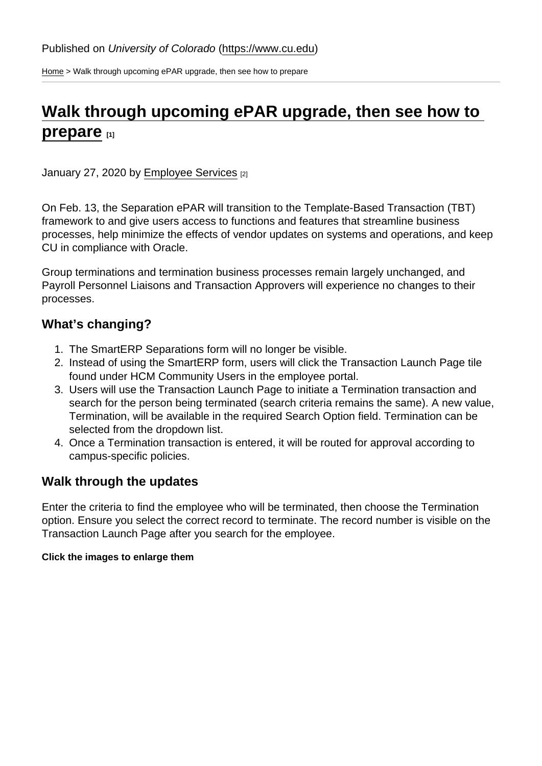Published on *University of Colorado* (https://www.cu.edu)

Home > Walk through upcoming ePAR upgrade, then see how to prepare

# Walk through upcoming ePAR upgrade, then see how to prepare [1]

January 27, 2020 by Employee Services [2]

On Feb. 13, the Separation ePAR will transition to the Template-Based Transaction (TBT) framework to and give users access to functions and features that streamline business processes, help minimize the effects of vendor updates on systems and operations, and keep CU in compliance with Oracle.

Group terminations and termination business processes remain largely unchanged, and Payroll Personnel Liaisons and Transaction Approvers will experience no changes to their processes.

## What's changing?

1. The SmartERP Separations form will no longer be visible.
2. Instead of using the SmartERP form, users will click the Transaction Launch Page tile found under HCM Community Users in the employee portal.
3. Users will use the Transaction Launch Page to initiate a Termination transaction and search for the person being terminated (search criteria remains the same). A new value, Termination, will be available in the required Search Option field. Termination can be selected from the dropdown list.
4. Once a Termination transaction is entered, it will be routed for approval according to campus-specific policies.

## Walk through the updates

Enter the criteria to find the employee who will be terminated, then choose the Termination option. Ensure you select the correct record to terminate. The record number is visible on the Transaction Launch Page after you search for the employee.

**Click the images to enlarge them**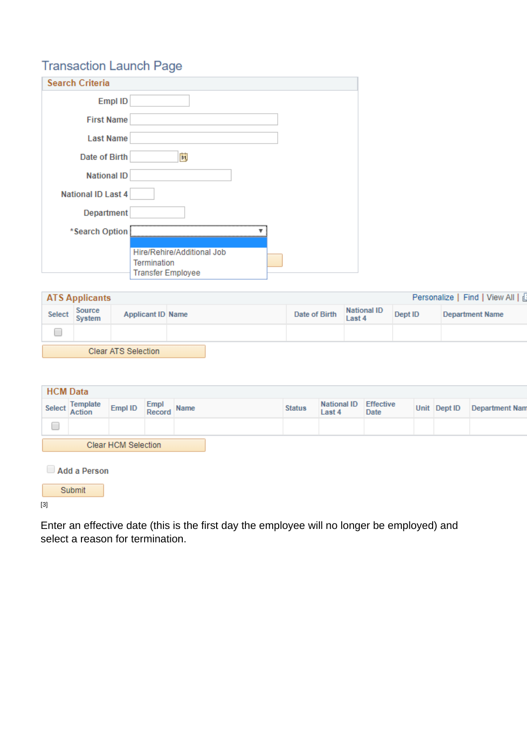## Transaction Launch Page

### Search Criteria

Empl ID

First Name

Last Name

Date of Birth

National ID

National ID Last 4

Department

*Search Option

- Hire/Rehire/Additional Job
- Termination
- Transfer Employee

### ATS Applicants

Personalize | Find | View All |

| Select | Source System | Applicant ID | Name | Date of Birth | National ID Last 4 | Dept ID | Department Name |
|---|---|---|---|---|---|---|---|
| ☐ | | | | | | | |

Clear ATS Selection

### HCM Data

| Select | Template Action | Empl ID | Empl Record | Name | Status | National ID Last 4 | Effective Date | Unit | Dept ID | Department Nam |
|---|---|---|---|---|---|---|---|---|---|---|
| ☐ | | | | | | | | | | |

Clear HCM Selection

☐ Add a Person

Submit

[3]

Enter an effective date (this is the first day the employee will no longer be employed) and select a reason for termination.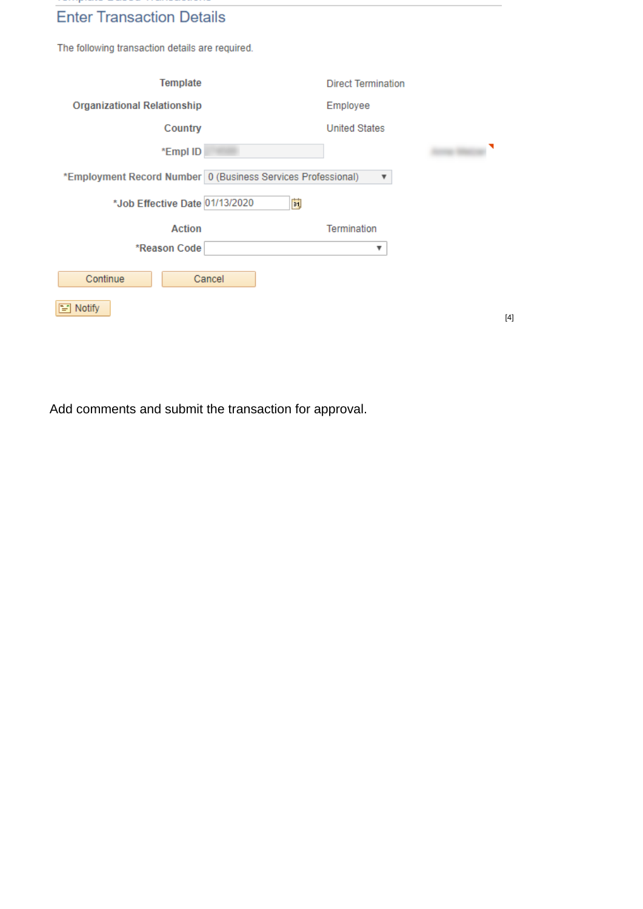## Enter Transaction Details

The following transaction details are required.

| | |
|---|---|
| **Template** | Direct Termination |
| **Organizational Relationship** | Employee |
| **Country** | United States |
| ***Empl ID** | |
| ***Employment Record Number** | 0 (Business Services Professional) |
| ***Job Effective Date** | 01/13/2020 |
| **Action** | Termination |
| ***Reason Code** | |

Continue Cancel

Notify

[4]

Add comments and submit the transaction for approval.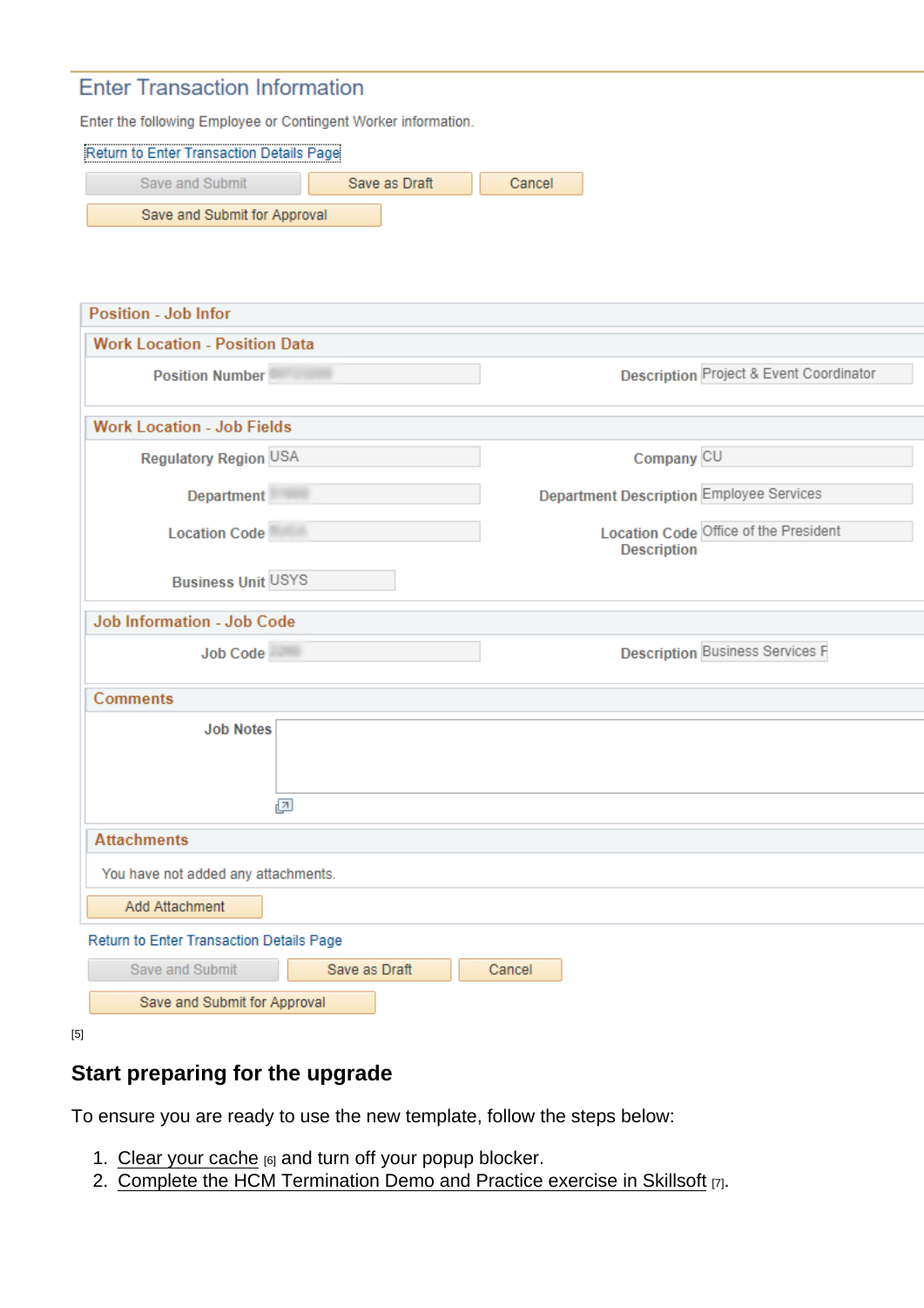## Enter Transaction Information

Enter the following Employee or Contingent Worker information.

Return to Enter Transaction Details Page

Save and Submit | Save as Draft | Cancel

Save and Submit for Approval

### Position - Job Infor

#### Work Location - Position Data

| | | | |
|---|---|---|---|
| Position Number | | Description | Project & Event Coordinator |

#### Work Location - Job Fields

| | | | |
|---|---|---|---|
| Regulatory Region | USA | Company | CU |
| Department | | Department Description | Employee Services |
| Location Code | | Location Code Description | Office of the President |
| Business Unit | USYS | | |

#### Job Information - Job Code

| | | | |
|---|---|---|---|
| Job Code | | Description | Business Services F |

#### Comments

Job Notes

#### Attachments

You have not added any attachments.

Add Attachment

Return to Enter Transaction Details Page

Save and Submit | Save as Draft | Cancel

Save and Submit for Approval

[5]

## Start preparing for the upgrade

To ensure you are ready to use the new template, follow the steps below:

1. Clear your cache [6] and turn off your popup blocker.
2. Complete the HCM Termination Demo and Practice exercise in Skillsoft [7].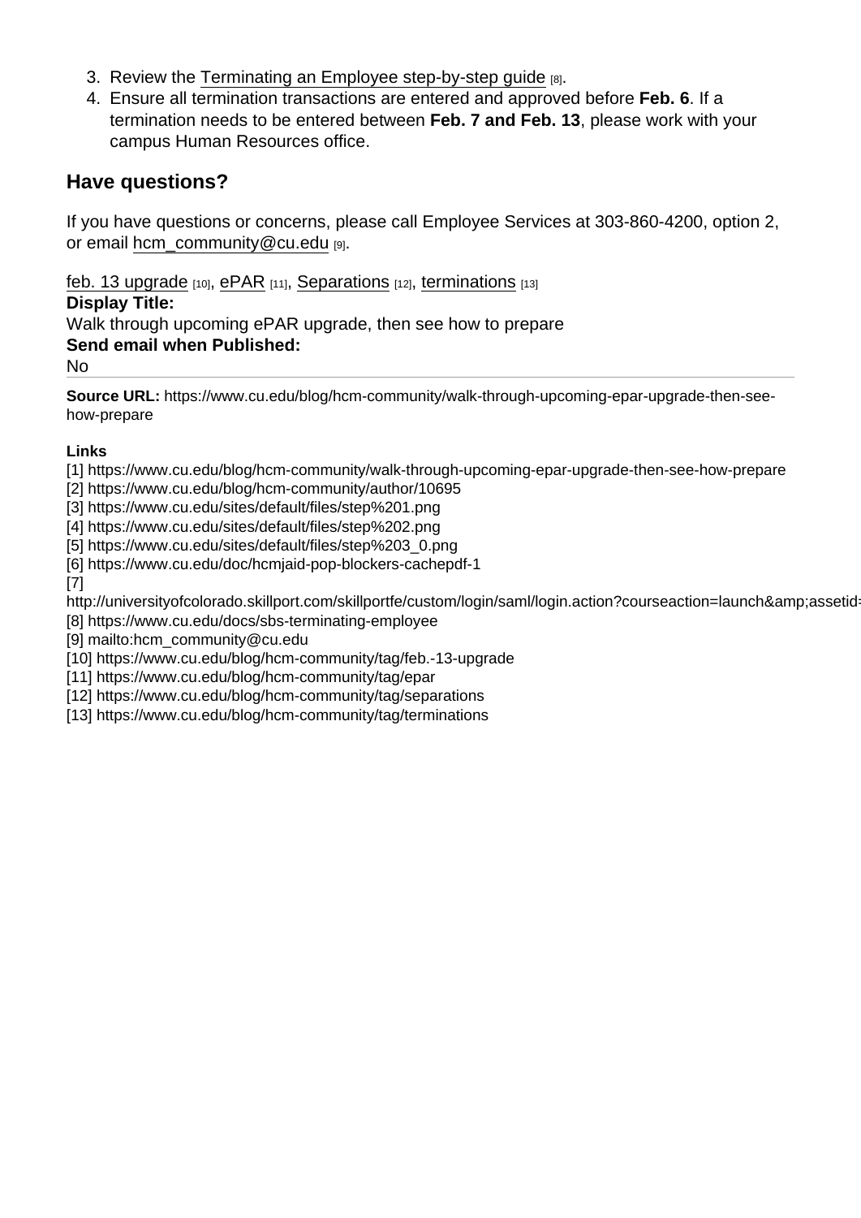3. Review the Terminating an Employee step-by-step guide [8].
4. Ensure all termination transactions are entered and approved before **Feb. 6**. If a termination needs to be entered between **Feb. 7 and Feb. 13**, please work with your campus Human Resources office.

## Have questions?

If you have questions or concerns, please call Employee Services at 303-860-4200, option 2, or email hcm_community@cu.edu [9].

feb. 13 upgrade [10], ePAR [11], Separations [12], terminations [13]

**Display Title:**

Walk through upcoming ePAR upgrade, then see how to prepare

**Send email when Published:**

No

---

**Source URL:** https://www.cu.edu/blog/hcm-community/walk-through-upcoming-epar-upgrade-then-see-how-prepare

**Links**

[1] https://www.cu.edu/blog/hcm-community/walk-through-upcoming-epar-upgrade-then-see-how-prepare
[2] https://www.cu.edu/blog/hcm-community/author/10695
[3] https://www.cu.edu/sites/default/files/step%201.png
[4] https://www.cu.edu/sites/default/files/step%202.png
[5] https://www.cu.edu/sites/default/files/step%203_0.png
[6] https://www.cu.edu/doc/hcmjaid-pop-blockers-cachepdf-1
[7] http://universityofcolorado.skillport.com/skillportfe/custom/login/saml/login.action?courseaction=launch&amp;assetid=
[8] https://www.cu.edu/docs/sbs-terminating-employee
[9] mailto:hcm_community@cu.edu
[10] https://www.cu.edu/blog/hcm-community/tag/feb.-13-upgrade
[11] https://www.cu.edu/blog/hcm-community/tag/epar
[12] https://www.cu.edu/blog/hcm-community/tag/separations
[13] https://www.cu.edu/blog/hcm-community/tag/terminations